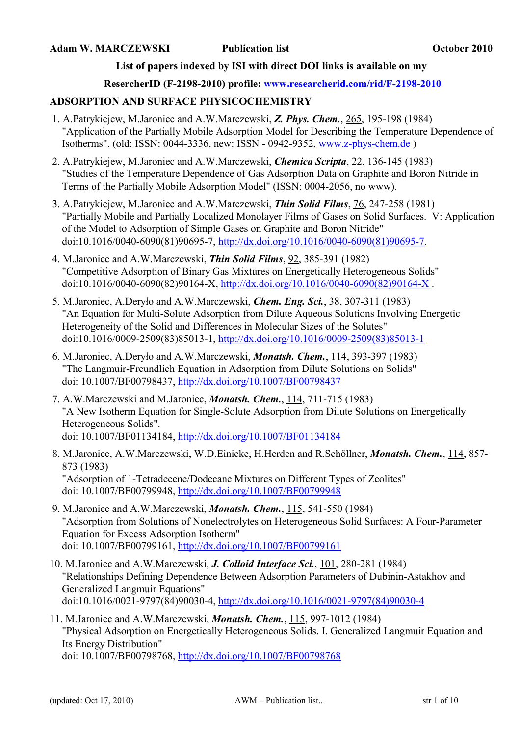**Adam W. MARCZEWSKI** **Publication list** **October 2010**

**List of papers indexed by ISI with direct DOI links is available on my ResercherID (F-2198-2010) profile: [www.researcherid.com/rid/F-2198-2010](http://www.researcherid.com/rid/F-2198-2010)**

## ADSORPTION AND SURFACE PHYSICOCHEMISTRY

1. A.Patrykiejew, M.Jaroniec and A.W.Marczewski, ***Z. Phys. Chem.***, 265, 195-198 (1984) "Application of the Partially Mobile Adsorption Model for Describing the Temperature Dependence of Isotherms". (old: ISSN: 0044-3336, new: ISSN - 0942-9352, [www.z-phys-chem.de](http://www.z-phys-chem.de) )

2. A.Patrykiejew, M.Jaroniec and A.W.Marczewski, ***Chemica Scripta***, 22, 136-145 (1983) "Studies of the Temperature Dependence of Gas Adsorption Data on Graphite and Boron Nitride in Terms of the Partially Mobile Adsorption Model" (ISSN: 0004-2056, no www).

3. A.Patrykiejew, M.Jaroniec and A.W.Marczewski, ***Thin Solid Films***, 76, 247-258 (1981) "Partially Mobile and Partially Localized Monolayer Films of Gases on Solid Surfaces. V: Application of the Model to Adsorption of Simple Gases on Graphite and Boron Nitride" doi:10.1016/0040-6090(81)90695-7, [http://dx.doi.org/10.1016/0040-6090(81)90695-7](http://dx.doi.org/10.1016/0040-6090(81)90695-7).

4. M.Jaroniec and A.W.Marczewski, ***Thin Solid Films***, 92, 385-391 (1982) "Competitive Adsorption of Binary Gas Mixtures on Energetically Heterogeneous Solids" doi:10.1016/0040-6090(82)90164-X, [http://dx.doi.org/10.1016/0040-6090(82)90164-X](http://dx.doi.org/10.1016/0040-6090(82)90164-X) .

5. M.Jaroniec, A.Deryło and A.W.Marczewski, ***Chem. Eng. Sci.***, 38, 307-311 (1983) "An Equation for Multi-Solute Adsorption from Dilute Aqueous Solutions Involving Energetic Heterogeneity of the Solid and Differences in Molecular Sizes of the Solutes" doi:10.1016/0009-2509(83)85013-1, [http://dx.doi.org/10.1016/0009-2509(83)85013-1](http://dx.doi.org/10.1016/0009-2509(83)85013-1)

6. M.Jaroniec, A.Deryło and A.W.Marczewski, ***Monatsh. Chem.***, 114, 393-397 (1983) "The Langmuir-Freundlich Equation in Adsorption from Dilute Solutions on Solids" doi: 10.1007/BF00798437, [http://dx.doi.org/10.1007/BF00798437](http://dx.doi.org/10.1007/BF00798437)

7. A.W.Marczewski and M.Jaroniec, ***Monatsh. Chem.***, 114, 711-715 (1983) "A New Isotherm Equation for Single-Solute Adsorption from Dilute Solutions on Energetically Heterogeneous Solids". doi: 10.1007/BF01134184, [http://dx.doi.org/10.1007/BF01134184](http://dx.doi.org/10.1007/BF01134184)

8. M.Jaroniec, A.W.Marczewski, W.D.Einicke, H.Herden and R.Schöllner, ***Monatsh. Chem.***, 114, 857-873 (1983) "Adsorption of 1-Tetradecene/Dodecane Mixtures on Different Types of Zeolites" doi: 10.1007/BF00799948, [http://dx.doi.org/10.1007/BF00799948](http://dx.doi.org/10.1007/BF00799948)

9. M.Jaroniec and A.W.Marczewski, ***Monatsh. Chem.***, 115, 541-550 (1984) "Adsorption from Solutions of Nonelectrolytes on Heterogeneous Solid Surfaces: A Four-Parameter Equation for Excess Adsorption Isotherm" doi: 10.1007/BF00799161, [http://dx.doi.org/10.1007/BF00799161](http://dx.doi.org/10.1007/BF00799161)

10. M.Jaroniec and A.W.Marczewski, ***J. Colloid Interface Sci.***, 101, 280-281 (1984) "Relationships Defining Dependence Between Adsorption Parameters of Dubinin-Astakhov and Generalized Langmuir Equations" doi:10.1016/0021-9797(84)90030-4, [http://dx.doi.org/10.1016/0021-9797(84)90030-4](http://dx.doi.org/10.1016/0021-9797(84)90030-4)

11. M.Jaroniec and A.W.Marczewski, ***Monatsh. Chem.***, 115, 997-1012 (1984) "Physical Adsorption on Energetically Heterogeneous Solids. I. Generalized Langmuir Equation and Its Energy Distribution" doi: 10.1007/BF00798768, [http://dx.doi.org/10.1007/BF00798768](http://dx.doi.org/10.1007/BF00798768)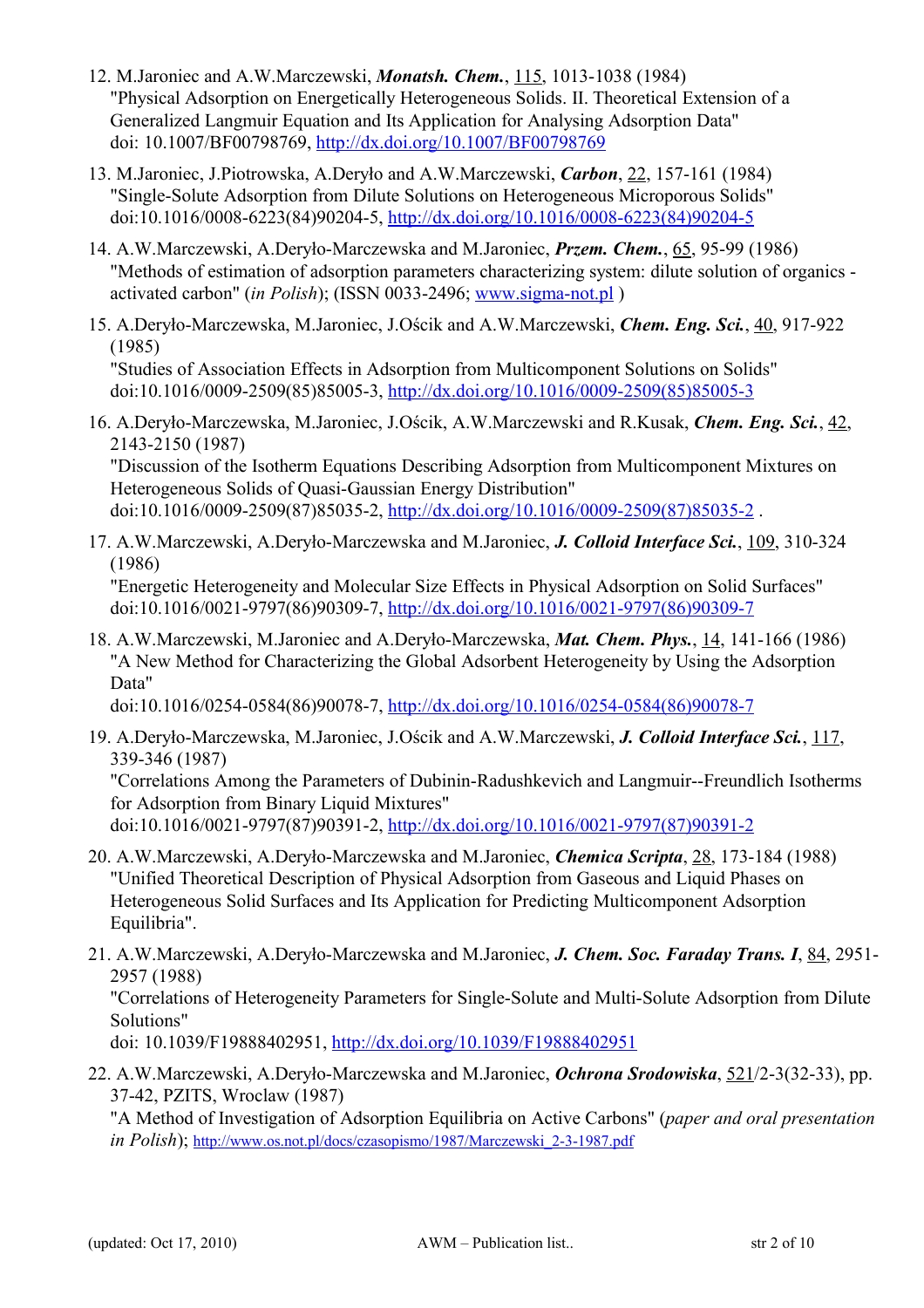12. M.Jaroniec and A.W.Marczewski, ***Monatsh. Chem.***, 115, 1013-1038 (1984)
"Physical Adsorption on Energetically Heterogeneous Solids. II. Theoretical Extension of a Generalized Langmuir Equation and Its Application for Analysing Adsorption Data"
doi: 10.1007/BF00798769, http://dx.doi.org/10.1007/BF00798769

13. M.Jaroniec, J.Piotrowska, A.Deryło and A.W.Marczewski, ***Carbon***, 22, 157-161 (1984)
"Single-Solute Adsorption from Dilute Solutions on Heterogeneous Microporous Solids"
doi:10.1016/0008-6223(84)90204-5, http://dx.doi.org/10.1016/0008-6223(84)90204-5

14. A.W.Marczewski, A.Deryło-Marczewska and M.Jaroniec, ***Przem. Chem.***, 65, 95-99 (1986)
"Methods of estimation of adsorption parameters characterizing system: dilute solution of organics - activated carbon" (*in Polish*); (ISSN 0033-2496; www.sigma-not.pl )

15. A.Deryło-Marczewska, M.Jaroniec, J.Ościk and A.W.Marczewski, ***Chem. Eng. Sci.***, 40, 917-922 (1985)
"Studies of Association Effects in Adsorption from Multicomponent Solutions on Solids"
doi:10.1016/0009-2509(85)85005-3, http://dx.doi.org/10.1016/0009-2509(85)85005-3

16. A.Deryło-Marczewska, M.Jaroniec, J.Ościk, A.W.Marczewski and R.Kusak, ***Chem. Eng. Sci.***, 42, 2143-2150 (1987)
"Discussion of the Isotherm Equations Describing Adsorption from Multicomponent Mixtures on Heterogeneous Solids of Quasi-Gaussian Energy Distribution"
doi:10.1016/0009-2509(87)85035-2, http://dx.doi.org/10.1016/0009-2509(87)85035-2 .

17. A.W.Marczewski, A.Deryło-Marczewska and M.Jaroniec, ***J. Colloid Interface Sci.***, 109, 310-324 (1986)
"Energetic Heterogeneity and Molecular Size Effects in Physical Adsorption on Solid Surfaces"
doi:10.1016/0021-9797(86)90309-7, http://dx.doi.org/10.1016/0021-9797(86)90309-7

18. A.W.Marczewski, M.Jaroniec and A.Deryło-Marczewska, ***Mat. Chem. Phys.***, 14, 141-166 (1986)
"A New Method for Characterizing the Global Adsorbent Heterogeneity by Using the Adsorption Data"
doi:10.1016/0254-0584(86)90078-7, http://dx.doi.org/10.1016/0254-0584(86)90078-7

19. A.Deryło-Marczewska, M.Jaroniec, J.Ościk and A.W.Marczewski, ***J. Colloid Interface Sci.***, 117, 339-346 (1987)
"Correlations Among the Parameters of Dubinin-Radushkevich and Langmuir--Freundlich Isotherms for Adsorption from Binary Liquid Mixtures"
doi:10.1016/0021-9797(87)90391-2, http://dx.doi.org/10.1016/0021-9797(87)90391-2

20. A.W.Marczewski, A.Deryło-Marczewska and M.Jaroniec, ***Chemica Scripta***, 28, 173-184 (1988)
"Unified Theoretical Description of Physical Adsorption from Gaseous and Liquid Phases on Heterogeneous Solid Surfaces and Its Application for Predicting Multicomponent Adsorption Equilibria".

21. A.W.Marczewski, A.Deryło-Marczewska and M.Jaroniec, ***J. Chem. Soc. Faraday Trans. I***, 84, 2951-2957 (1988)
"Correlations of Heterogeneity Parameters for Single-Solute and Multi-Solute Adsorption from Dilute Solutions"
doi: 10.1039/F19888402951, http://dx.doi.org/10.1039/F19888402951

22. A.W.Marczewski, A.Deryło-Marczewska and M.Jaroniec, ***Ochrona Srodowiska***, 521/2-3(32-33), pp. 37-42, PZITS, Wroclaw (1987)
"A Method of Investigation of Adsorption Equilibria on Active Carbons" (*paper and oral presentation in Polish*); http://www.os.not.pl/docs/czasopismo/1987/Marczewski_2-3-1987.pdf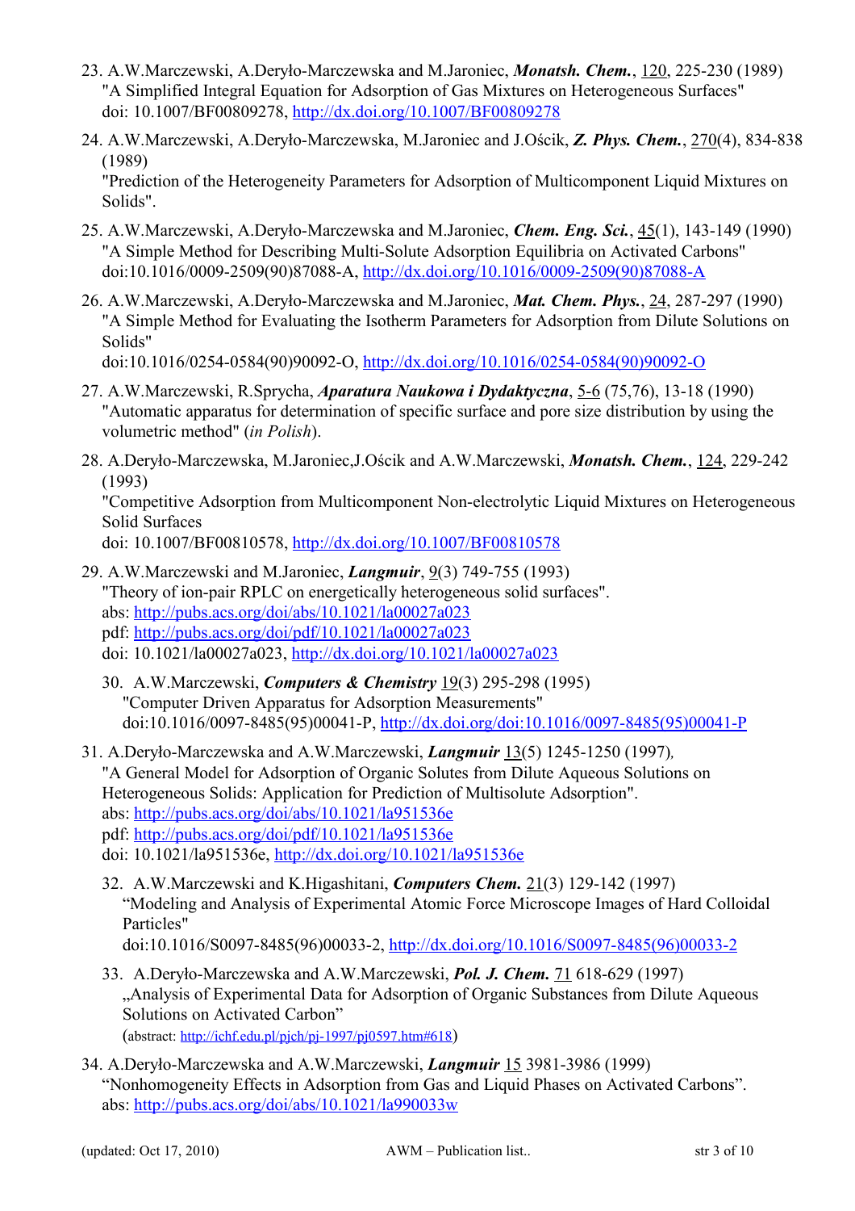23. A.W.Marczewski, A.Deryło-Marczewska and M.Jaroniec, ***Monatsh. Chem.***, 120, 225-230 (1989)
"A Simplified Integral Equation for Adsorption of Gas Mixtures on Heterogeneous Surfaces"
doi: 10.1007/BF00809278, http://dx.doi.org/10.1007/BF00809278

24. A.W.Marczewski, A.Deryło-Marczewska, M.Jaroniec and J.Ościk, ***Z. Phys. Chem.***, 270(4), 834-838 (1989)
"Prediction of the Heterogeneity Parameters for Adsorption of Multicomponent Liquid Mixtures on Solids".

25. A.W.Marczewski, A.Deryło-Marczewska and M.Jaroniec, ***Chem. Eng. Sci.***, 45(1), 143-149 (1990)
"A Simple Method for Describing Multi-Solute Adsorption Equilibria on Activated Carbons"
doi:10.1016/0009-2509(90)87088-A, http://dx.doi.org/10.1016/0009-2509(90)87088-A

26. A.W.Marczewski, A.Deryło-Marczewska and M.Jaroniec, ***Mat. Chem. Phys.***, 24, 287-297 (1990)
"A Simple Method for Evaluating the Isotherm Parameters for Adsorption from Dilute Solutions on Solids"
doi:10.1016/0254-0584(90)90092-O, http://dx.doi.org/10.1016/0254-0584(90)90092-O

27. A.W.Marczewski, R.Sprycha, ***Aparatura Naukowa i Dydaktyczna***, 5-6 (75,76), 13-18 (1990)
"Automatic apparatus for determination of specific surface and pore size distribution by using the volumetric method" (*in Polish*).

28. A.Deryło-Marczewska, M.Jaroniec,J.Ościk and A.W.Marczewski, ***Monatsh. Chem.***, 124, 229-242 (1993)
"Competitive Adsorption from Multicomponent Non-electrolytic Liquid Mixtures on Heterogeneous Solid Surfaces
doi: 10.1007/BF00810578, http://dx.doi.org/10.1007/BF00810578

29. A.W.Marczewski and M.Jaroniec, ***Langmuir***, 9(3) 749-755 (1993)
"Theory of ion-pair RPLC on energetically heterogeneous solid surfaces".
abs: http://pubs.acs.org/doi/abs/10.1021/la00027a023
pdf: http://pubs.acs.org/doi/pdf/10.1021/la00027a023
doi: 10.1021/la00027a023, http://dx.doi.org/10.1021/la00027a023

30. A.W.Marczewski, ***Computers & Chemistry*** 19(3) 295-298 (1995)
"Computer Driven Apparatus for Adsorption Measurements"
doi:10.1016/0097-8485(95)00041-P, http://dx.doi.org/doi:10.1016/0097-8485(95)00041-P

31. A.Deryło-Marczewska and A.W.Marczewski, ***Langmuir*** 13(5) 1245-1250 (1997),
"A General Model for Adsorption of Organic Solutes from Dilute Aqueous Solutions on Heterogeneous Solids: Application for Prediction of Multisolute Adsorption".
abs: http://pubs.acs.org/doi/abs/10.1021/la951536e
pdf: http://pubs.acs.org/doi/pdf/10.1021/la951536e
doi: 10.1021/la951536e, http://dx.doi.org/10.1021/la951536e

32. A.W.Marczewski and K.Higashitani, ***Computers Chem.*** 21(3) 129-142 (1997)
"Modeling and Analysis of Experimental Atomic Force Microscope Images of Hard Colloidal Particles"
doi:10.1016/S0097-8485(96)00033-2, http://dx.doi.org/10.1016/S0097-8485(96)00033-2

33. A.Deryło-Marczewska and A.W.Marczewski, ***Pol. J. Chem.*** 71 618-629 (1997)
„Analysis of Experimental Data for Adsorption of Organic Substances from Dilute Aqueous Solutions on Activated Carbon"
(abstract: http://ichf.edu.pl/pjch/pj-1997/pj0597.htm#618)

34. A.Deryło-Marczewska and A.W.Marczewski, ***Langmuir*** 15 3981-3986 (1999)
"Nonhomogeneity Effects in Adsorption from Gas and Liquid Phases on Activated Carbons".
abs: http://pubs.acs.org/doi/abs/10.1021/la990033w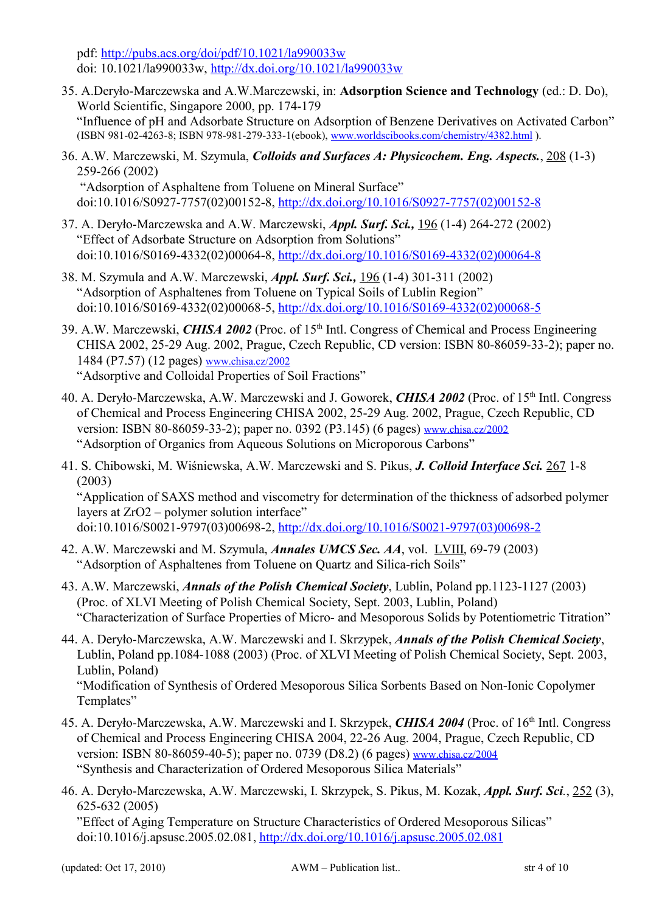pdf: http://pubs.acs.org/doi/pdf/10.1021/la990033w
doi: 10.1021/la990033w, http://dx.doi.org/10.1021/la990033w

35. A.Deryło-Marczewska and A.W.Marczewski, in: **Adsorption Science and Technology** (ed.: D. Do), World Scientific, Singapore 2000, pp. 174-179
"Influence of pH and Adsorbate Structure on Adsorption of Benzene Derivatives on Activated Carbon" (ISBN 981-02-4263-8; ISBN 978-981-279-333-1(ebook), www.worldscibooks.com/chemistry/4382.html ).

36. A.W. Marczewski, M. Szymula, ***Colloids and Surfaces A: Physicochem. Eng. Aspects.***, 208 (1-3) 259-266 (2002)
"Adsorption of Asphaltene from Toluene on Mineral Surface"
doi:10.1016/S0927-7757(02)00152-8, http://dx.doi.org/10.1016/S0927-7757(02)00152-8

37. A. Deryło-Marczewska and A.W. Marczewski, ***Appl. Surf. Sci.,*** 196 (1-4) 264-272 (2002)
"Effect of Adsorbate Structure on Adsorption from Solutions"
doi:10.1016/S0169-4332(02)00064-8, http://dx.doi.org/10.1016/S0169-4332(02)00064-8

38. M. Szymula and A.W. Marczewski, ***Appl. Surf. Sci.,*** 196 (1-4) 301-311 (2002)
"Adsorption of Asphaltenes from Toluene on Typical Soils of Lublin Region"
doi:10.1016/S0169-4332(02)00068-5, http://dx.doi.org/10.1016/S0169-4332(02)00068-5

39. A.W. Marczewski, ***CHISA 2002*** (Proc. of 15th Intl. Congress of Chemical and Process Engineering CHISA 2002, 25-29 Aug. 2002, Prague, Czech Republic, CD version: ISBN 80-86059-33-2); paper no. 1484 (P7.57) (12 pages) www.chisa.cz/2002
"Adsorptive and Colloidal Properties of Soil Fractions"

40. A. Deryło-Marczewska, A.W. Marczewski and J. Goworek, ***CHISA 2002*** (Proc. of 15th Intl. Congress of Chemical and Process Engineering CHISA 2002, 25-29 Aug. 2002, Prague, Czech Republic, CD version: ISBN 80-86059-33-2); paper no. 0392 (P3.145) (6 pages) www.chisa.cz/2002
"Adsorption of Organics from Aqueous Solutions on Microporous Carbons"

41. S. Chibowski, M. Wiśniewska, A.W. Marczewski and S. Pikus, ***J. Colloid Interface Sci.*** 267 1-8 (2003)
"Application of SAXS method and viscometry for determination of the thickness of adsorbed polymer layers at ZrO2 – polymer solution interface"
doi:10.1016/S0021-9797(03)00698-2, http://dx.doi.org/10.1016/S0021-9797(03)00698-2

42. A.W. Marczewski and M. Szymula, ***Annales UMCS Sec. AA***, vol. LVIII, 69-79 (2003)
"Adsorption of Asphaltenes from Toluene on Quartz and Silica-rich Soils"

43. A.W. Marczewski, ***Annals of the Polish Chemical Society***, Lublin, Poland pp.1123-1127 (2003) (Proc. of XLVI Meeting of Polish Chemical Society, Sept. 2003, Lublin, Poland)
"Characterization of Surface Properties of Micro- and Mesoporous Solids by Potentiometric Titration"

44. A. Deryło-Marczewska, A.W. Marczewski and I. Skrzypek, ***Annals of the Polish Chemical Society***, Lublin, Poland pp.1084-1088 (2003) (Proc. of XLVI Meeting of Polish Chemical Society, Sept. 2003, Lublin, Poland)
"Modification of Synthesis of Ordered Mesoporous Silica Sorbents Based on Non-Ionic Copolymer Templates"

45. A. Deryło-Marczewska, A.W. Marczewski and I. Skrzypek, ***CHISA 2004*** (Proc. of 16th Intl. Congress of Chemical and Process Engineering CHISA 2004, 22-26 Aug. 2004, Prague, Czech Republic, CD version: ISBN 80-86059-40-5); paper no. 0739 (D8.2) (6 pages) www.chisa.cz/2004
"Synthesis and Characterization of Ordered Mesoporous Silica Materials"

46. A. Deryło-Marczewska, A.W. Marczewski, I. Skrzypek, S. Pikus, M. Kozak, ***Appl. Surf. Sci***., 252 (3), 625-632 (2005)
"Effect of Aging Temperature on Structure Characteristics of Ordered Mesoporous Silicas"
doi:10.1016/j.apsusc.2005.02.081, http://dx.doi.org/10.1016/j.apsusc.2005.02.081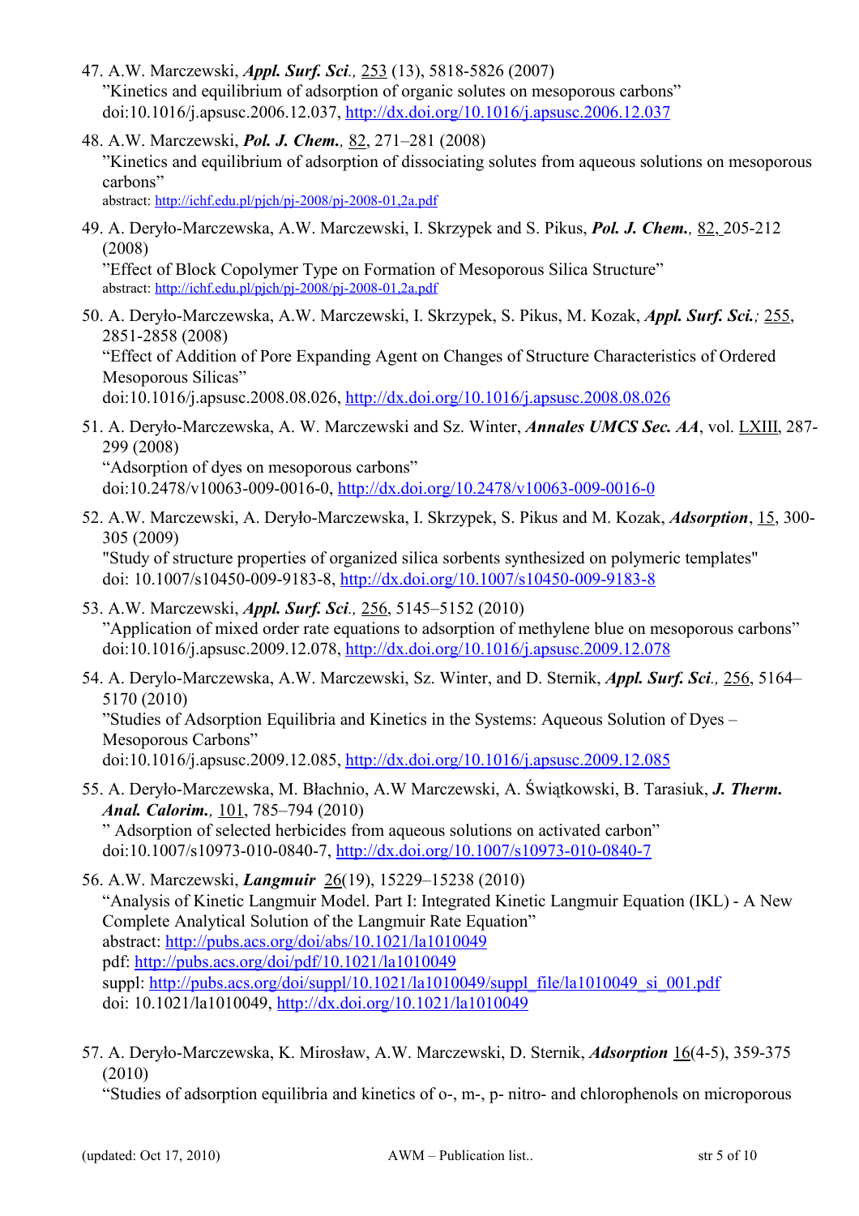47. A.W. Marczewski, ***Appl. Surf. Sci**.,* 253 (13), 5818-5826 (2007)
”Kinetics and equilibrium of adsorption of organic solutes on mesoporous carbons”
doi:10.1016/j.apsusc.2006.12.037, http://dx.doi.org/10.1016/j.apsusc.2006.12.037

48. A.W. Marczewski, ***Pol. J. Chem.**,* 82, 271–281 (2008)
”Kinetics and equilibrium of adsorption of dissociating solutes from aqueous solutions on mesoporous carbons”
abstract: http://ichf.edu.pl/pjch/pj-2008/pj-2008-01,2a.pdf

49. A. Deryło-Marczewska, A.W. Marczewski, I. Skrzypek and S. Pikus, ***Pol. J. Chem.**,* 82, 205-212 (2008)
”Effect of Block Copolymer Type on Formation of Mesoporous Silica Structure”
abstract: http://ichf.edu.pl/pjch/pj-2008/pj-2008-01,2a.pdf

50. A. Deryło-Marczewska, A.W. Marczewski, I. Skrzypek, S. Pikus, M. Kozak, ***Appl. Surf. Sci.**;* 255, 2851-2858 (2008)
“Effect of Addition of Pore Expanding Agent on Changes of Structure Characteristics of Ordered Mesoporous Silicas”
doi:10.1016/j.apsusc.2008.08.026, http://dx.doi.org/10.1016/j.apsusc.2008.08.026

51. A. Deryło-Marczewska, A. W. Marczewski and Sz. Winter, ***Annales UMCS Sec. AA***, vol. LXIII, 287-299 (2008)
“Adsorption of dyes on mesoporous carbons”
doi:10.2478/v10063-009-0016-0, http://dx.doi.org/10.2478/v10063-009-0016-0

52. A.W. Marczewski, A. Deryło-Marczewska, I. Skrzypek, S. Pikus and M. Kozak, ***Adsorption***, 15, 300-305 (2009)
"Study of structure properties of organized silica sorbents synthesized on polymeric templates"
doi: 10.1007/s10450-009-9183-8, http://dx.doi.org/10.1007/s10450-009-9183-8

53. A.W. Marczewski, ***Appl. Surf. Sci**.,* 256, 5145–5152 (2010)
”Application of mixed order rate equations to adsorption of methylene blue on mesoporous carbons”
doi:10.1016/j.apsusc.2009.12.078, http://dx.doi.org/10.1016/j.apsusc.2009.12.078

54. A. Derylo-Marczewska, A.W. Marczewski, Sz. Winter, and D. Sternik, ***Appl. Surf. Sci**.,* 256, 5164–5170 (2010)
”Studies of Adsorption Equilibria and Kinetics in the Systems: Aqueous Solution of Dyes – Mesoporous Carbons”
doi:10.1016/j.apsusc.2009.12.085, http://dx.doi.org/10.1016/j.apsusc.2009.12.085

55. A. Deryło-Marczewska, M. Błachnio, A.W Marczewski, A. Świątkowski, B. Tarasiuk, ***J. Therm. Anal. Calorim.**,* 101, 785–794 (2010)
” Adsorption of selected herbicides from aqueous solutions on activated carbon”
doi:10.1007/s10973-010-0840-7, http://dx.doi.org/10.1007/s10973-010-0840-7

56. A.W. Marczewski, ***Langmuir*** 26(19), 15229–15238 (2010)
“Analysis of Kinetic Langmuir Model. Part I: Integrated Kinetic Langmuir Equation (IKL) - A New Complete Analytical Solution of the Langmuir Rate Equation”
abstract: http://pubs.acs.org/doi/abs/10.1021/la1010049
pdf: http://pubs.acs.org/doi/pdf/10.1021/la1010049
suppl: http://pubs.acs.org/doi/suppl/10.1021/la1010049/suppl_file/la1010049_si_001.pdf
doi: 10.1021/la1010049, http://dx.doi.org/10.1021/la1010049

57. A. Deryło-Marczewska, K. Mirosław, A.W. Marczewski, D. Sternik, ***Adsorption*** 16(4-5), 359-375 (2010)
“Studies of adsorption equilibria and kinetics of o-, m-, p- nitro- and chlorophenols on microporous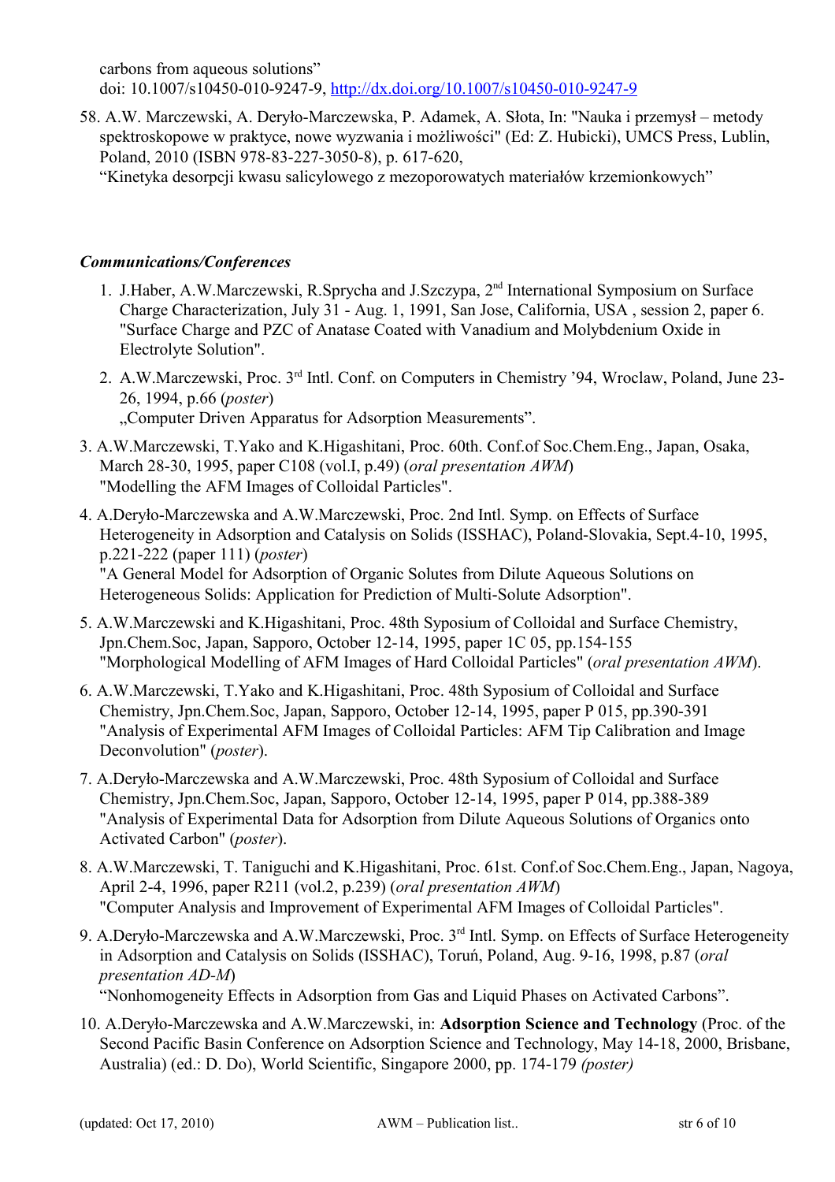carbons from aqueous solutions"
doi: 10.1007/s10450-010-9247-9, http://dx.doi.org/10.1007/s10450-010-9247-9

58. A.W. Marczewski, A. Deryło-Marczewska, P. Adamek, A. Słota, In: "Nauka i przemysł – metody spektroskopowe w praktyce, nowe wyzwania i możliwości" (Ed: Z. Hubicki), UMCS Press, Lublin, Poland, 2010 (ISBN 978-83-227-3050-8), p. 617-620,
"Kinetyka desorpcji kwasu salicylowego z mezoporowatych materiałów krzemionkowych"

### *Communications/Conferences*

1. J.Haber, A.W.Marczewski, R.Sprycha and J.Szczypa, 2nd International Symposium on Surface Charge Characterization, July 31 - Aug. 1, 1991, San Jose, California, USA , session 2, paper 6. "Surface Charge and PZC of Anatase Coated with Vanadium and Molybdenium Oxide in Electrolyte Solution".
2. A.W.Marczewski, Proc. 3rd Intl. Conf. on Computers in Chemistry '94, Wroclaw, Poland, June 23-26, 1994, p.66 (*poster*)
„Computer Driven Apparatus for Adsorption Measurements".
3. A.W.Marczewski, T.Yako and K.Higashitani, Proc. 60th. Conf.of Soc.Chem.Eng., Japan, Osaka, March 28-30, 1995, paper C108 (vol.I, p.49) (*oral presentation AWM*)
"Modelling the AFM Images of Colloidal Particles".
4. A.Deryło-Marczewska and A.W.Marczewski, Proc. 2nd Intl. Symp. on Effects of Surface Heterogeneity in Adsorption and Catalysis on Solids (ISSHAC), Poland-Slovakia, Sept.4-10, 1995, p.221-222 (paper 111) (*poster*)
"A General Model for Adsorption of Organic Solutes from Dilute Aqueous Solutions on Heterogeneous Solids: Application for Prediction of Multi-Solute Adsorption".
5. A.W.Marczewski and K.Higashitani, Proc. 48th Syposium of Colloidal and Surface Chemistry, Jpn.Chem.Soc, Japan, Sapporo, October 12-14, 1995, paper 1C 05, pp.154-155
"Morphological Modelling of AFM Images of Hard Colloidal Particles" (*oral presentation AWM*).
6. A.W.Marczewski, T.Yako and K.Higashitani, Proc. 48th Syposium of Colloidal and Surface Chemistry, Jpn.Chem.Soc, Japan, Sapporo, October 12-14, 1995, paper P 015, pp.390-391
"Analysis of Experimental AFM Images of Colloidal Particles: AFM Tip Calibration and Image Deconvolution" (*poster*).
7. A.Deryło-Marczewska and A.W.Marczewski, Proc. 48th Syposium of Colloidal and Surface Chemistry, Jpn.Chem.Soc, Japan, Sapporo, October 12-14, 1995, paper P 014, pp.388-389
"Analysis of Experimental Data for Adsorption from Dilute Aqueous Solutions of Organics onto Activated Carbon" (*poster*).
8. A.W.Marczewski, T. Taniguchi and K.Higashitani, Proc. 61st. Conf.of Soc.Chem.Eng., Japan, Nagoya, April 2-4, 1996, paper R211 (vol.2, p.239) (*oral presentation AWM*)
"Computer Analysis and Improvement of Experimental AFM Images of Colloidal Particles".
9. A.Deryło-Marczewska and A.W.Marczewski, Proc. 3rd Intl. Symp. on Effects of Surface Heterogeneity in Adsorption and Catalysis on Solids (ISSHAC), Toruń, Poland, Aug. 9-16, 1998, p.87 (*oral presentation AD-M*)
"Nonhomogeneity Effects in Adsorption from Gas and Liquid Phases on Activated Carbons".
10. A.Deryło-Marczewska and A.W.Marczewski, in: **Adsorption Science and Technology** (Proc. of the Second Pacific Basin Conference on Adsorption Science and Technology, May 14-18, 2000, Brisbane, Australia) (ed.: D. Do), World Scientific, Singapore 2000, pp. 174-179 *(poster)*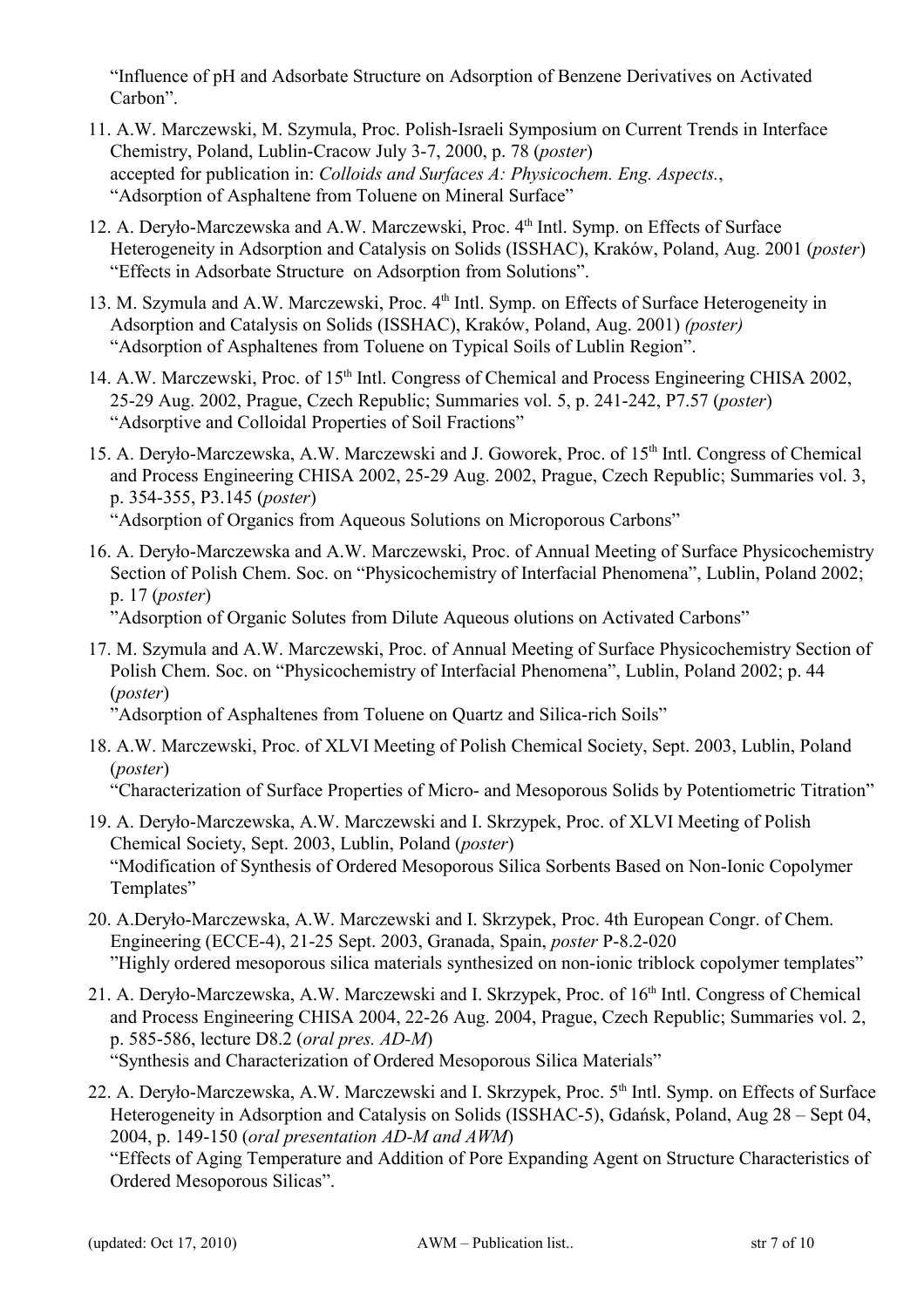"Influence of pH and Adsorbate Structure on Adsorption of Benzene Derivatives on Activated Carbon".

11. A.W. Marczewski, M. Szymula, Proc. Polish-Israeli Symposium on Current Trends in Interface Chemistry, Poland, Lublin-Cracow July 3-7, 2000, p. 78 (*poster*)
    accepted for publication in: *Colloids and Surfaces A: Physicochem. Eng. Aspects.*,
    "Adsorption of Asphaltene from Toluene on Mineral Surface"

12. A. Deryło-Marczewska and A.W. Marczewski, Proc. 4th Intl. Symp. on Effects of Surface Heterogeneity in Adsorption and Catalysis on Solids (ISSHAC), Kraków, Poland, Aug. 2001 (*poster*)
    "Effects in Adsorbate Structure on Adsorption from Solutions".

13. M. Szymula and A.W. Marczewski, Proc. 4th Intl. Symp. on Effects of Surface Heterogeneity in Adsorption and Catalysis on Solids (ISSHAC), Kraków, Poland, Aug. 2001) *(poster)*
    "Adsorption of Asphaltenes from Toluene on Typical Soils of Lublin Region".

14. A.W. Marczewski, Proc. of 15th Intl. Congress of Chemical and Process Engineering CHISA 2002, 25-29 Aug. 2002, Prague, Czech Republic; Summaries vol. 5, p. 241-242, P7.57 (*poster*)
    "Adsorptive and Colloidal Properties of Soil Fractions"

15. A. Deryło-Marczewska, A.W. Marczewski and J. Goworek, Proc. of 15th Intl. Congress of Chemical and Process Engineering CHISA 2002, 25-29 Aug. 2002, Prague, Czech Republic; Summaries vol. 3, p. 354-355, P3.145 (*poster*)
    "Adsorption of Organics from Aqueous Solutions on Microporous Carbons"

16. A. Deryło-Marczewska and A.W. Marczewski, Proc. of Annual Meeting of Surface Physicochemistry Section of Polish Chem. Soc. on "Physicochemistry of Interfacial Phenomena", Lublin, Poland 2002; p. 17 (*poster*)
    "Adsorption of Organic Solutes from Dilute Aqueous olutions on Activated Carbons"

17. M. Szymula and A.W. Marczewski, Proc. of Annual Meeting of Surface Physicochemistry Section of Polish Chem. Soc. on "Physicochemistry of Interfacial Phenomena", Lublin, Poland 2002; p. 44 (*poster*)
    "Adsorption of Asphaltenes from Toluene on Quartz and Silica-rich Soils"

18. A.W. Marczewski, Proc. of XLVI Meeting of Polish Chemical Society, Sept. 2003, Lublin, Poland (*poster*)
    "Characterization of Surface Properties of Micro- and Mesoporous Solids by Potentiometric Titration"

19. A. Deryło-Marczewska, A.W. Marczewski and I. Skrzypek, Proc. of XLVI Meeting of Polish Chemical Society, Sept. 2003, Lublin, Poland (*poster*)
    "Modification of Synthesis of Ordered Mesoporous Silica Sorbents Based on Non-Ionic Copolymer Templates"

20. A.Deryło-Marczewska, A.W. Marczewski and I. Skrzypek, Proc. 4th European Congr. of Chem. Engineering (ECCE-4), 21-25 Sept. 2003, Granada, Spain, *poster* P-8.2-020
    "Highly ordered mesoporous silica materials synthesized on non-ionic triblock copolymer templates"

21. A. Deryło-Marczewska, A.W. Marczewski and I. Skrzypek, Proc. of 16th Intl. Congress of Chemical and Process Engineering CHISA 2004, 22-26 Aug. 2004, Prague, Czech Republic; Summaries vol. 2, p. 585-586, lecture D8.2 (*oral pres. AD-M*)
    "Synthesis and Characterization of Ordered Mesoporous Silica Materials"

22. A. Deryło-Marczewska, A.W. Marczewski and I. Skrzypek, Proc. 5th Intl. Symp. on Effects of Surface Heterogeneity in Adsorption and Catalysis on Solids (ISSHAC-5), Gdańsk, Poland, Aug 28 – Sept 04, 2004, p. 149-150 (*oral presentation AD-M and AWM*)
    "Effects of Aging Temperature and Addition of Pore Expanding Agent on Structure Characteristics of Ordered Mesoporous Silicas".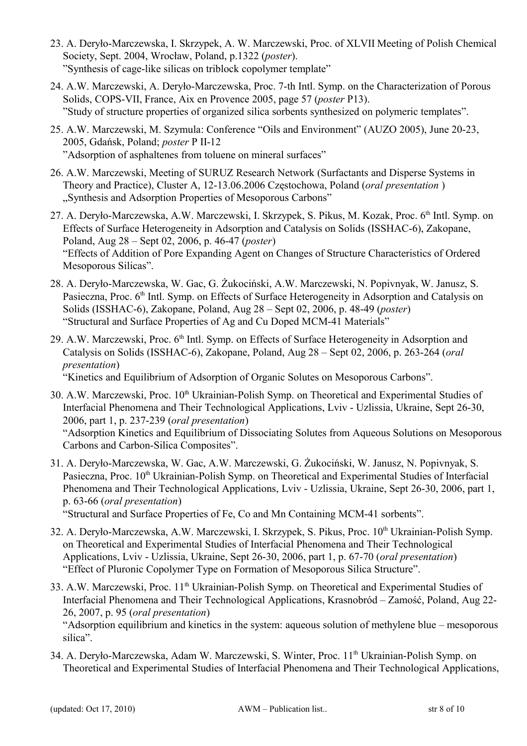23. A. Deryło-Marczewska, I. Skrzypek, A. W. Marczewski, Proc. of XLVII Meeting of Polish Chemical Society, Sept. 2004, Wrocław, Poland, p.1322 (*poster*).
”Synthesis of cage-like silicas on triblock copolymer template”

24. A.W. Marczewski, A. Deryło-Marczewska, Proc. 7-th Intl. Symp. on the Characterization of Porous Solids, COPS-VII, France, Aix en Provence 2005, page 57 (*poster* P13).
”Study of structure properties of organized silica sorbents synthesized on polymeric templates”.

25. A.W. Marczewski, M. Szymula: Conference “Oils and Environment” (AUZO 2005), June 20-23, 2005, Gdańsk, Poland; *poster* P II-12
”Adsorption of asphaltenes from toluene on mineral surfaces”

26. A.W. Marczewski, Meeting of SURUZ Research Network (Surfactants and Disperse Systems in Theory and Practice), Cluster A, 12-13.06.2006 Częstochowa, Poland (*oral presentation* )
„Synthesis and Adsorption Properties of Mesoporous Carbons”

27. A. Deryło-Marczewska, A.W. Marczewski, I. Skrzypek, S. Pikus, M. Kozak, Proc. 6th Intl. Symp. on Effects of Surface Heterogeneity in Adsorption and Catalysis on Solids (ISSHAC-6), Zakopane, Poland, Aug 28 – Sept 02, 2006, p. 46-47 (*poster*)
“Effects of Addition of Pore Expanding Agent on Changes of Structure Characteristics of Ordered Mesoporous Silicas”.

28. A. Deryło-Marczewska, W. Gac, G. Żukociński, A.W. Marczewski, N. Popivnyak, W. Janusz, S. Pasieczna, Proc. 6th Intl. Symp. on Effects of Surface Heterogeneity in Adsorption and Catalysis on Solids (ISSHAC-6), Zakopane, Poland, Aug 28 – Sept 02, 2006, p. 48-49 (*poster*)
“Structural and Surface Properties of Ag and Cu Doped MCM-41 Materials”

29. A.W. Marczewski, Proc. 6th Intl. Symp. on Effects of Surface Heterogeneity in Adsorption and Catalysis on Solids (ISSHAC-6), Zakopane, Poland, Aug 28 – Sept 02, 2006, p. 263-264 (*oral presentation*)
“Kinetics and Equilibrium of Adsorption of Organic Solutes on Mesoporous Carbons”.

30. A.W. Marczewski, Proc. 10th Ukrainian-Polish Symp. on Theoretical and Experimental Studies of Interfacial Phenomena and Their Technological Applications, Lviv - Uzlissia, Ukraine, Sept 26-30, 2006, part 1, p. 237-239 (*oral presentation*)
“Adsorption Kinetics and Equilibrium of Dissociating Solutes from Aqueous Solutions on Mesoporous Carbons and Carbon-Silica Composites”.

31. A. Deryło-Marczewska, W. Gac, A.W. Marczewski, G. Żukociński, W. Janusz, N. Popivnyak, S. Pasieczna, Proc. 10th Ukrainian-Polish Symp. on Theoretical and Experimental Studies of Interfacial Phenomena and Their Technological Applications, Lviv - Uzlissia, Ukraine, Sept 26-30, 2006, part 1, p. 63-66 (*oral presentation*)
“Structural and Surface Properties of Fe, Co and Mn Containing MCM-41 sorbents”.

32. A. Deryło-Marczewska, A.W. Marczewski, I. Skrzypek, S. Pikus, Proc. 10th Ukrainian-Polish Symp. on Theoretical and Experimental Studies of Interfacial Phenomena and Their Technological Applications, Lviv - Uzlissia, Ukraine, Sept 26-30, 2006, part 1, p. 67-70 (*oral presentation*)
“Effect of Pluronic Copolymer Type on Formation of Mesoporous Silica Structure”.

33. A.W. Marczewski, Proc. 11th Ukrainian-Polish Symp. on Theoretical and Experimental Studies of Interfacial Phenomena and Their Technological Applications, Krasnobród – Zamość, Poland, Aug 22-26, 2007, p. 95 (*oral presentation*)
“Adsorption equilibrium and kinetics in the system: aqueous solution of methylene blue – mesoporous silica”.

34. A. Deryło-Marczewska, Adam W. Marczewski, S. Winter, Proc. 11th Ukrainian-Polish Symp. on Theoretical and Experimental Studies of Interfacial Phenomena and Their Technological Applications,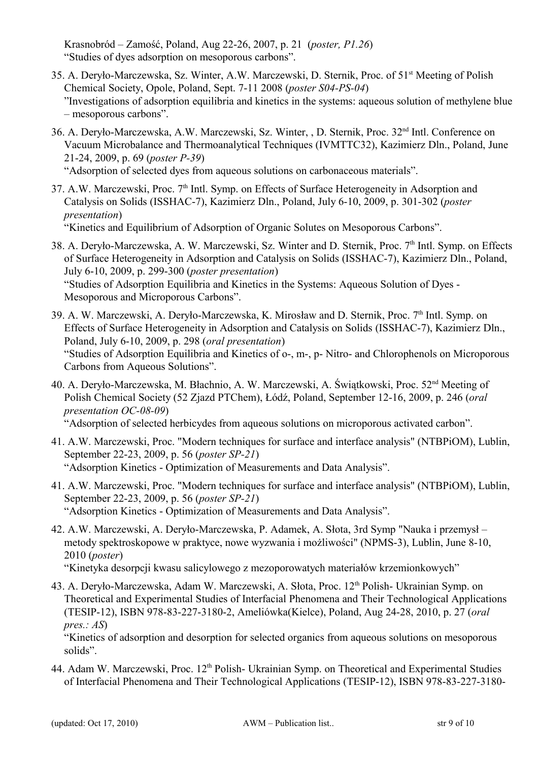Krasnobród – Zamość, Poland, Aug 22-26, 2007, p. 21 (*poster, P1.26*)
"Studies of dyes adsorption on mesoporous carbons".

35. A. Deryło-Marczewska, Sz. Winter, A.W. Marczewski, D. Sternik, Proc. of 51st Meeting of Polish Chemical Society, Opole, Poland, Sept. 7-11 2008 (*poster S04-PS-04*)
"Investigations of adsorption equilibria and kinetics in the systems: aqueous solution of methylene blue – mesoporous carbons".

36. A. Deryło-Marczewska, A.W. Marczewski, Sz. Winter, , D. Sternik, Proc. 32nd Intl. Conference on Vacuum Microbalance and Thermoanalytical Techniques (IVMTTC32), Kazimierz Dln., Poland, June 21-24, 2009, p. 69 (*poster P-39*)
"Adsorption of selected dyes from aqueous solutions on carbonaceous materials".

37. A.W. Marczewski, Proc. 7th Intl. Symp. on Effects of Surface Heterogeneity in Adsorption and Catalysis on Solids (ISSHAC-7), Kazimierz Dln., Poland, July 6-10, 2009, p. 301-302 (*poster presentation*)
"Kinetics and Equilibrium of Adsorption of Organic Solutes on Mesoporous Carbons".

38. A. Deryło-Marczewska, A. W. Marczewski, Sz. Winter and D. Sternik, Proc. 7th Intl. Symp. on Effects of Surface Heterogeneity in Adsorption and Catalysis on Solids (ISSHAC-7), Kazimierz Dln., Poland, July 6-10, 2009, p. 299-300 (*poster presentation*)
"Studies of Adsorption Equilibria and Kinetics in the Systems: Aqueous Solution of Dyes - Mesoporous and Microporous Carbons".

39. A. W. Marczewski, A. Deryło-Marczewska, K. Mirosław and D. Sternik, Proc. 7th Intl. Symp. on Effects of Surface Heterogeneity in Adsorption and Catalysis on Solids (ISSHAC-7), Kazimierz Dln., Poland, July 6-10, 2009, p. 298 (*oral presentation*)
"Studies of Adsorption Equilibria and Kinetics of o-, m-, p- Nitro- and Chlorophenols on Microporous Carbons from Aqueous Solutions".

40. A. Deryło-Marczewska, M. Błachnio, A. W. Marczewski, A. Świątkowski, Proc. 52nd Meeting of Polish Chemical Society (52 Zjazd PTChem), Łódź, Poland, September 12-16, 2009, p. 246 (*oral presentation OC-08-09*)
"Adsorption of selected herbicydes from aqueous solutions on microporous activated carbon".

41. A.W. Marczewski, Proc. "Modern techniques for surface and interface analysis" (NTBPiOM), Lublin, September 22-23, 2009, p. 56 (*poster SP-21*)
"Adsorption Kinetics - Optimization of Measurements and Data Analysis".

41. A.W. Marczewski, Proc. "Modern techniques for surface and interface analysis" (NTBPiOM), Lublin, September 22-23, 2009, p. 56 (*poster SP-21*)
"Adsorption Kinetics - Optimization of Measurements and Data Analysis".

42. A.W. Marczewski, A. Deryło-Marczewska, P. Adamek, A. Słota, 3rd Symp "Nauka i przemysł – metody spektroskopowe w praktyce, nowe wyzwania i możliwości" (NPMS-3), Lublin, June 8-10, 2010 (*poster*)
"Kinetyka desorpcji kwasu salicylowego z mezoporowatych materiałów krzemionkowych"

43. A. Deryło-Marczewska, Adam W. Marczewski, A. Słota, Proc. 12th Polish- Ukrainian Symp. on Theoretical and Experimental Studies of Interfacial Phenomena and Their Technological Applications (TESIP-12), ISBN 978-83-227-3180-2, Ameliówka(Kielce), Poland, Aug 24-28, 2010, p. 27 (*oral pres.: AS*)
"Kinetics of adsorption and desorption for selected organics from aqueous solutions on mesoporous solids".

44. Adam W. Marczewski, Proc. 12th Polish- Ukrainian Symp. on Theoretical and Experimental Studies of Interfacial Phenomena and Their Technological Applications (TESIP-12), ISBN 978-83-227-3180-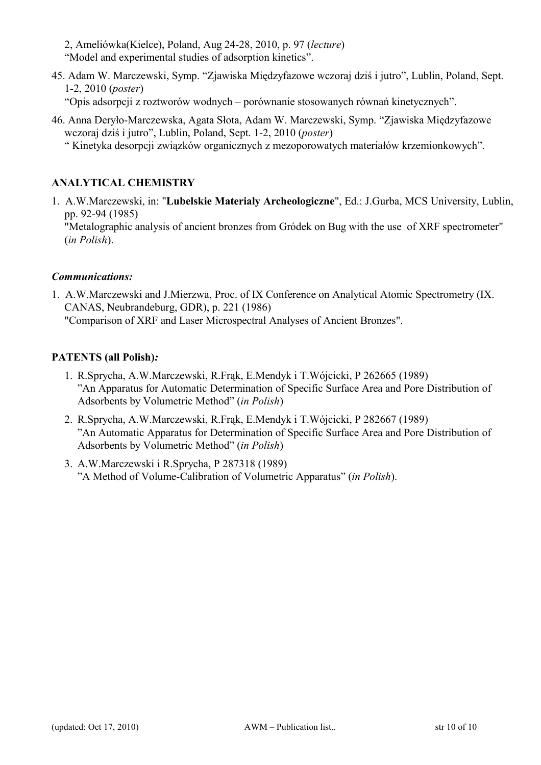2, Ameliówka(Kielce), Poland, Aug 24-28, 2010, p. 97 (*lecture*)
"Model and experimental studies of adsorption kinetics".

45. Adam W. Marczewski, Symp. "Zjawiska Międzyfazowe wczoraj dziś i jutro", Lublin, Poland, Sept. 1-2, 2010 (*poster*)
"Opis adsorpcji z roztworów wodnych – porównanie stosowanych równań kinetycznych".

46. Anna Deryło-Marczewska, Agata Słota, Adam W. Marczewski, Symp. "Zjawiska Międzyfazowe wczoraj dziś i jutro", Lublin, Poland, Sept. 1-2, 2010 (*poster*)
" Kinetyka desorpcji związków organicznych z mezoporowatych materiałów krzemionkowych".

## ANALYTICAL CHEMISTRY

1. A.W.Marczewski, in: "**Lubelskie Materialy Archeologiczne**", Ed.: J.Gurba, MCS University, Lublin, pp. 92-94 (1985)
"Metalographic analysis of ancient bronzes from Gródek on Bug with the use of XRF spectrometer" (*in Polish*).

### *Communications:*

1. A.W.Marczewski and J.Mierzwa, Proc. of IX Conference on Analytical Atomic Spectrometry (IX. CANAS, Neubrandeburg, GDR), p. 221 (1986)
"Comparison of XRF and Laser Microspectral Analyses of Ancient Bronzes".

## PATENTS (all Polish)*:*

1. R.Sprycha, A.W.Marczewski, R.Frąk, E.Mendyk i T.Wójcicki, P 262665 (1989)
"An Apparatus for Automatic Determination of Specific Surface Area and Pore Distribution of Adsorbents by Volumetric Method" (*in Polish*)
2. R.Sprycha, A.W.Marczewski, R.Frąk, E.Mendyk i T.Wójcicki, P 282667 (1989)
"An Automatic Apparatus for Determination of Specific Surface Area and Pore Distribution of Adsorbents by Volumetric Method" (*in Polish*)
3. A.W.Marczewski i R.Sprycha, P 287318 (1989)
"A Method of Volume-Calibration of Volumetric Apparatus" (*in Polish*).